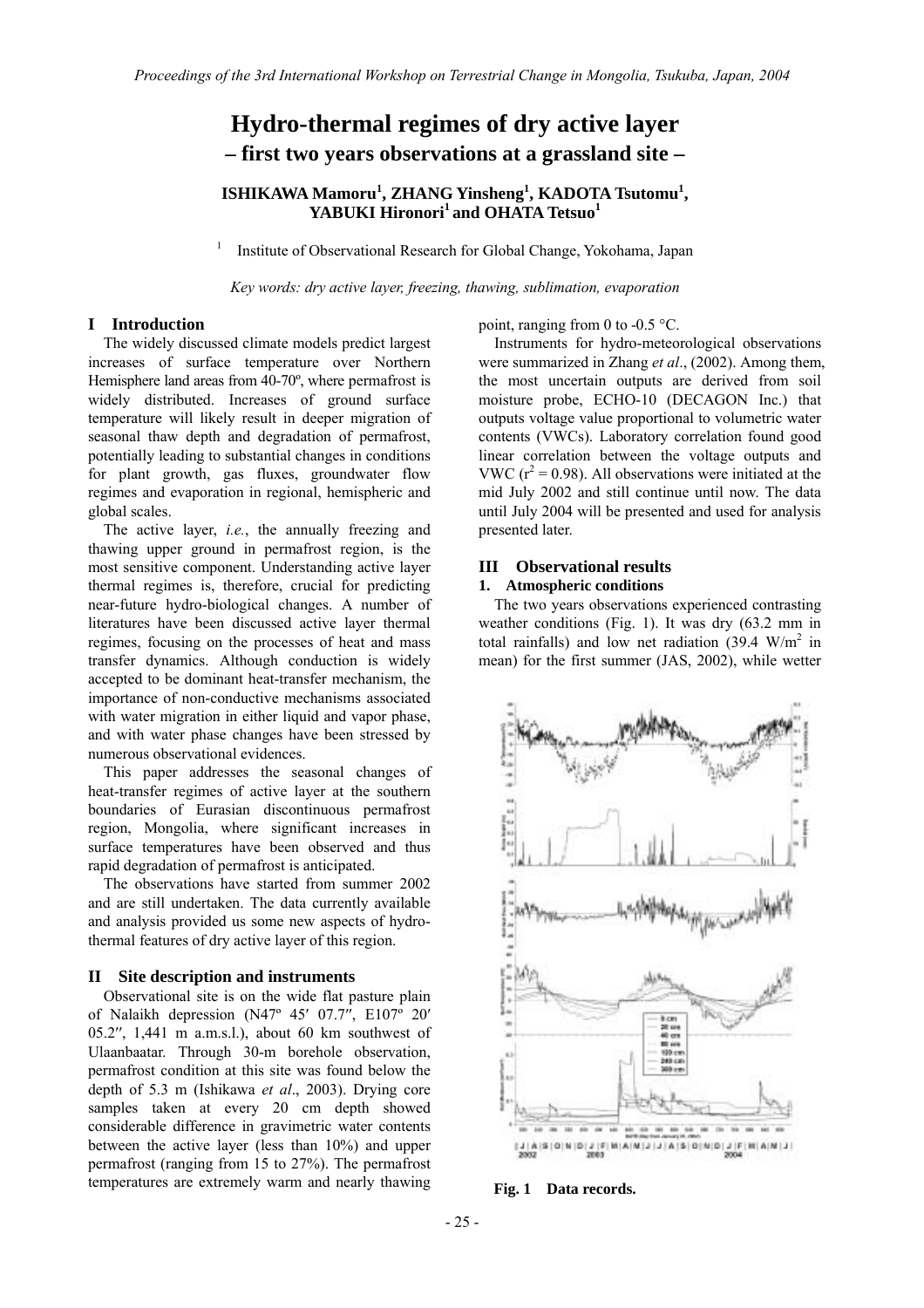# Hydro-thermal regimes of dry active layer

## – first two years observations at a grassland site –

**ISHIKAWA Mamoru[1], ZHANG Yinsheng[1], KADOTA Tsutomu[1], YABUKI Hironori[1] and OHATA Tetsuo[1]**

[1] Institute of Observational Research for Global Change, Yokohama, Japan

*Key words: dry active layer, freezing, thawing, sublimation, evaporation*

## I Introduction

The widely discussed climate models predict largest increases of surface temperature over Northern Hemisphere land areas from 40-70º, where permafrost is widely distributed. Increases of ground surface temperature will likely result in deeper migration of seasonal thaw depth and degradation of permafrost, potentially leading to substantial changes in conditions for plant growth, gas fluxes, groundwater flow regimes and evaporation in regional, hemispheric and global scales.

The active layer, *i.e.*, the annually freezing and thawing upper ground in permafrost region, is the most sensitive component. Understanding active layer thermal regimes is, therefore, crucial for predicting near-future hydro-biological changes. A number of literatures have been discussed active layer thermal regimes, focusing on the processes of heat and mass transfer dynamics. Although conduction is widely accepted to be dominant heat-transfer mechanism, the importance of non-conductive mechanisms associated with water migration in either liquid and vapor phase, and with water phase changes have been stressed by numerous observational evidences.

This paper addresses the seasonal changes of heat-transfer regimes of active layer at the southern boundaries of Eurasian discontinuous permafrost region, Mongolia, where significant increases in surface temperatures have been observed and thus rapid degradation of permafrost is anticipated.

The observations have started from summer 2002 and are still undertaken. The data currently available and analysis provided us some new aspects of hydro-thermal features of dry active layer of this region.

## II Site description and instruments

Observational site is on the wide flat pasture plain of Nalaikh depression (N47º 45′ 07.7″, E107º 20′ 05.2″, 1,441 m a.m.s.l.), about 60 km southwest of Ulaanbaatar. Through 30-m borehole observation, permafrost condition at this site was found below the depth of 5.3 m (Ishikawa *et al*., 2003). Drying core samples taken at every 20 cm depth showed considerable difference in gravimetric water contents between the active layer (less than 10%) and upper permafrost (ranging from 15 to 27%). The permafrost temperatures are extremely warm and nearly thawing point, ranging from 0 to -0.5 °C.

Instruments for hydro-meteorological observations were summarized in Zhang *et al*., (2002). Among them, the most uncertain outputs are derived from soil moisture probe, ECHO-10 (DECAGON Inc.) that outputs voltage value proportional to volumetric water contents (VWCs). Laboratory correlation found good linear correlation between the voltage outputs and VWC ($r^2 = 0.98$). All observations were initiated at the mid July 2002 and still continue until now. The data until July 2004 will be presented and used for analysis presented later.

## III Observational results

### 1. Atmospheric conditions

The two years observations experienced contrasting weather conditions (Fig. 1). It was dry (63.2 mm in total rainfalls) and low net radiation (39.4 W/m$^2$ in mean) for the first summer (JAS, 2002), while wetter

**Fig. 1 Data records.**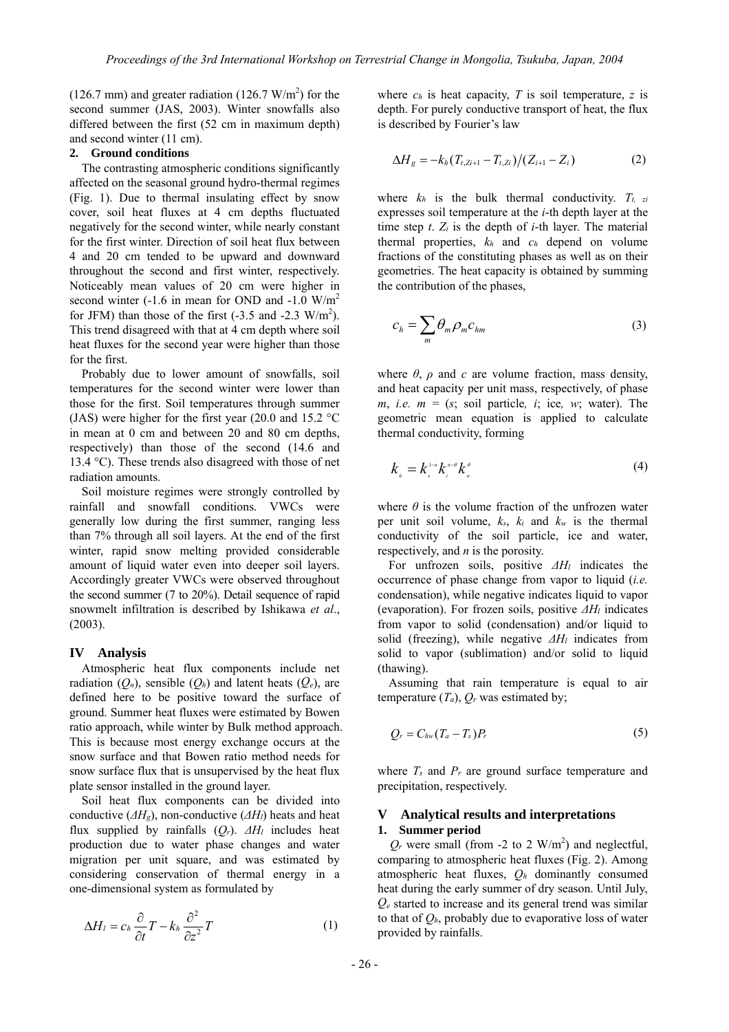(126.7 mm) and greater radiation (126.7 W/m$^2$) for the second summer (JAS, 2003). Winter snowfalls also differed between the first (52 cm in maximum depth) and second winter (11 cm).

**2. Ground conditions**

The contrasting atmospheric conditions significantly affected on the seasonal ground hydro-thermal regimes (Fig. 1). Due to thermal insulating effect by snow cover, soil heat fluxes at 4 cm depths fluctuated negatively for the second winter, while nearly constant for the first winter. Direction of soil heat flux between 4 and 20 cm tended to be upward and downward throughout the second and first winter, respectively. Noticeably mean values of 20 cm were higher in second winter (-1.6 in mean for OND and -1.0 W/m$^2$ for JFM) than those of the first (-3.5 and -2.3 W/m$^2$). This trend disagreed with that at 4 cm depth where soil heat fluxes for the second year were higher than those for the first.

Probably due to lower amount of snowfalls, soil temperatures for the second winter were lower than those for the first. Soil temperatures through summer (JAS) were higher for the first year (20.0 and 15.2 °C in mean at 0 cm and between 20 and 80 cm depths, respectively) than those of the second (14.6 and 13.4 °C). These trends also disagreed with those of net radiation amounts.

Soil moisture regimes were strongly controlled by rainfall and snowfall conditions. VWCs were generally low during the first summer, ranging less than 7% through all soil layers. At the end of the first winter, rapid snow melting provided considerable amount of liquid water even into deeper soil layers. Accordingly greater VWCs were observed throughout the second summer (7 to 20%). Detail sequence of rapid snowmelt infiltration is described by Ishikawa *et al*., (2003).

## IV Analysis

Atmospheric heat flux components include net radiation ($Q_n$), sensible ($Q_h$) and latent heats ($Q_e$), are defined here to be positive toward the surface of ground. Summer heat fluxes were estimated by Bowen ratio approach, while winter by Bulk method approach. This is because most energy exchange occurs at the snow surface and that Bowen ratio method needs for snow surface flux that is unsupervised by the heat flux plate sensor installed in the ground layer.

Soil heat flux components can be divided into conductive ($\Delta H_g$), non-conductive ($\Delta H_l$) heats and heat flux supplied by rainfalls ($Q_r$). $\Delta H_l$ includes heat production due to water phase changes and water migration per unit square, and was estimated by considering conservation of thermal energy in a one-dimensional system as formulated by

$$\Delta H_l = c_h \frac{\partial}{\partial t} T - k_h \frac{\partial^2}{\partial z^2} T \tag{1}$$

where $c_h$ is heat capacity, $T$ is soil temperature, $z$ is depth. For purely conductive transport of heat, the flux is described by Fourier's law

$$\Delta H_g = -k_h (T_{t,Zi+1} - T_{t,Zi}) / (Z_{i+1} - Z_i) \tag{2}$$

where $k_h$ is the bulk thermal conductivity. $T_{t,\,zi}$ expresses soil temperature at the $i$-th depth layer at the time step $t$. $Z_i$ is the depth of $i$-th layer. The material thermal properties, $k_h$ and $c_h$ depend on volume fractions of the constituting phases as well as on their geometries. The heat capacity is obtained by summing the contribution of the phases,

$$c_h = \sum_m \theta_m \rho_m c_{hm} \tag{3}$$

where $\theta$, $\rho$ and $c$ are volume fraction, mass density, and heat capacity per unit mass, respectively, of phase $m$, *i.e.* $m$ = ($s$; soil particle, $i$; ice, $w$; water). The geometric mean equation is applied to calculate thermal conductivity, forming

$$k_h = k_s^{1-n} k_i^{n-\theta} k_w^{\theta} \tag{4}$$

where $\theta$ is the volume fraction of the unfrozen water per unit soil volume, $k_s$, $k_i$ and $k_w$ is the thermal conductivity of the soil particle, ice and water, respectively, and $n$ is the porosity.

For unfrozen soils, positive $\Delta H_l$ indicates the occurrence of phase change from vapor to liquid (*i.e.* condensation), while negative indicates liquid to vapor (evaporation). For frozen soils, positive $\Delta H_l$ indicates from vapor to solid (condensation) and/or liquid to solid (freezing), while negative $\Delta H_l$ indicates from solid to vapor (sublimation) and/or solid to liquid (thawing).

Assuming that rain temperature is equal to air temperature ($T_a$), $Q_r$ was estimated by;

$$Q_r = C_{hw}(T_a - T_s)P_r \tag{5}$$

where $T_s$ and $P_r$ are ground surface temperature and precipitation, respectively.

## V Analytical results and interpretations

**1. Summer period**

$Q_r$ were small (from -2 to 2 W/m$^2$) and neglectful, comparing to atmospheric heat fluxes (Fig. 2). Among atmospheric heat fluxes, $Q_h$ dominantly consumed heat during the early summer of dry season. Until July, $Q_e$ started to increase and its general trend was similar to that of $Q_h$, probably due to evaporative loss of water provided by rainfalls.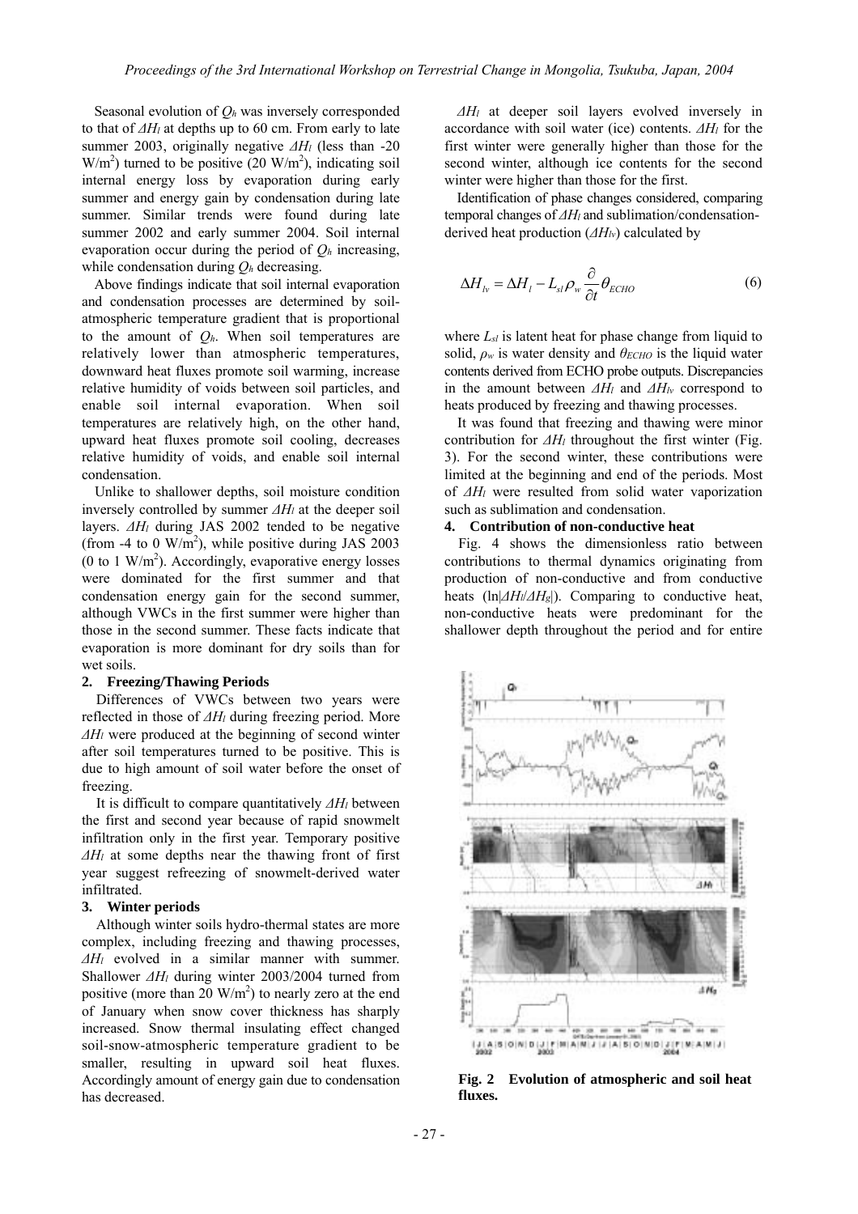Seasonal evolution of $Q_h$ was inversely corresponded to that of $\Delta H_l$ at depths up to 60 cm. From early to late summer 2003, originally negative $\Delta H_l$ (less than -20 W/m$^2$) turned to be positive (20 W/m$^2$), indicating soil internal energy loss by evaporation during early summer and energy gain by condensation during late summer. Similar trends were found during late summer 2002 and early summer 2004. Soil internal evaporation occur during the period of $Q_h$ increasing, while condensation during $Q_h$ decreasing.

Above findings indicate that soil internal evaporation and condensation processes are determined by soil-atmospheric temperature gradient that is proportional to the amount of $Q_h$. When soil temperatures are relatively lower than atmospheric temperatures, downward heat fluxes promote soil warming, increase relative humidity of voids between soil particles, and enable soil internal evaporation. When soil temperatures are relatively high, on the other hand, upward heat fluxes promote soil cooling, decreases relative humidity of voids, and enable soil internal condensation.

Unlike to shallower depths, soil moisture condition inversely controlled by summer $\Delta H_l$ at the deeper soil layers. $\Delta H_l$ during JAS 2002 tended to be negative (from -4 to 0 W/m$^2$), while positive during JAS 2003 (0 to 1 W/m$^2$). Accordingly, evaporative energy losses were dominated for the first summer and that condensation energy gain for the second summer, although VWCs in the first summer were higher than those in the second summer. These facts indicate that evaporation is more dominant for dry soils than for wet soils.

**2. Freezing/Thawing Periods**

Differences of VWCs between two years were reflected in those of $\Delta H_l$ during freezing period. More $\Delta H_l$ were produced at the beginning of second winter after soil temperatures turned to be positive. This is due to high amount of soil water before the onset of freezing.

It is difficult to compare quantitatively $\Delta H_l$ between the first and second year because of rapid snowmelt infiltration only in the first year. Temporary positive $\Delta H_l$ at some depths near the thawing front of first year suggest refreezing of snowmelt-derived water infiltrated.

**3. Winter periods**

Although winter soils hydro-thermal states are more complex, including freezing and thawing processes, $\Delta H_l$ evolved in a similar manner with summer. Shallower $\Delta H_l$ during winter 2003/2004 turned from positive (more than 20 W/m$^2$) to nearly zero at the end of January when snow cover thickness has sharply increased. Snow thermal insulating effect changed soil-snow-atmospheric temperature gradient to be smaller, resulting in upward soil heat fluxes. Accordingly amount of energy gain due to condensation has decreased.

$\Delta H_l$ at deeper soil layers evolved inversely in accordance with soil water (ice) contents. $\Delta H_l$ for the first winter were generally higher than those for the second winter, although ice contents for the second winter were higher than those for the first.

Identification of phase changes considered, comparing temporal changes of $\Delta H_l$ and sublimation/condensation-derived heat production ($\Delta H_{lv}$) calculated by

$$\Delta H_{lv} = \Delta H_l - L_{sl}\rho_w \frac{\partial}{\partial t}\theta_{ECHO} \tag{6}$$

where $L_{sl}$ is latent heat for phase change from liquid to solid, $\rho_w$ is water density and $\theta_{ECHO}$ is the liquid water contents derived from ECHO probe outputs. Discrepancies in the amount between $\Delta H_l$ and $\Delta H_{lv}$ correspond to heats produced by freezing and thawing processes.

It was found that freezing and thawing were minor contribution for $\Delta H_l$ throughout the first winter (Fig. 3). For the second winter, these contributions were limited at the beginning and end of the periods. Most of $\Delta H_l$ were resulted from solid water vaporization such as sublimation and condensation.

**4. Contribution of non-conductive heat**

Fig. 4 shows the dimensionless ratio between contributions to thermal dynamics originating from production of non-conductive and from conductive heats ($\ln|\Delta H_l/\Delta H_g|$). Comparing to conductive heat, non-conductive heats were predominant for the shallower depth throughout the period and for entire

**Fig. 2 Evolution of atmospheric and soil heat fluxes.**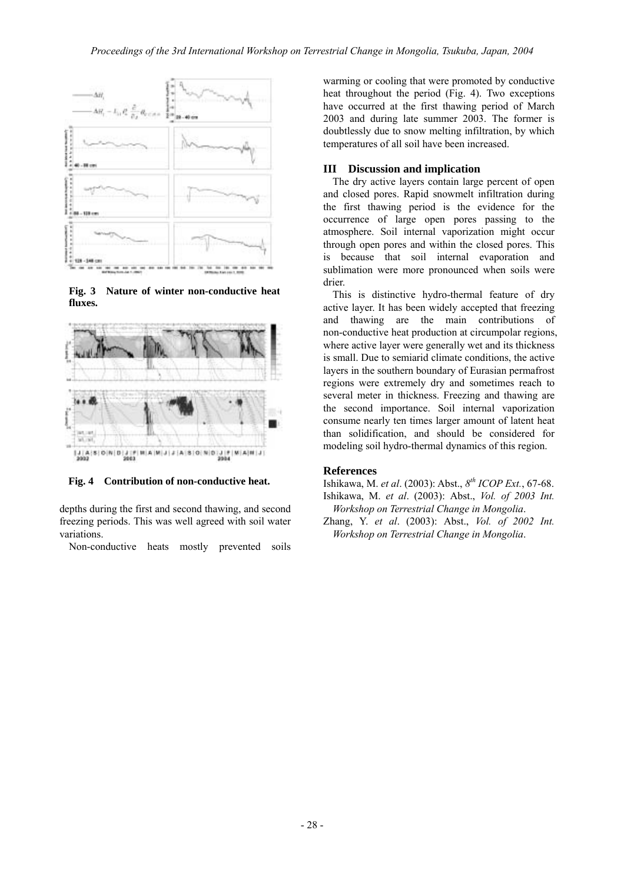Fig. 3 Nature of winter non-conductive heat fluxes.

Fig. 4 Contribution of non-conductive heat.

depths during the first and second thawing, and second freezing periods. This was well agreed with soil water variations.

Non-conductive heats mostly prevented soils warming or cooling that were promoted by conductive heat throughout the period (Fig. 4). Two exceptions have occurred at the first thawing period of March 2003 and during late summer 2003. The former is doubtlessly due to snow melting infiltration, by which temperatures of all soil have been increased.

## III Discussion and implication

The dry active layers contain large percent of open and closed pores. Rapid snowmelt infiltration during the first thawing period is the evidence for the occurrence of large open pores passing to the atmosphere. Soil internal vaporization might occur through open pores and within the closed pores. This is because that soil internal evaporation and sublimation were more pronounced when soils were drier.

This is distinctive hydro-thermal feature of dry active layer. It has been widely accepted that freezing and thawing are the main contributions of non-conductive heat production at circumpolar regions, where active layer were generally wet and its thickness is small. Due to semiarid climate conditions, the active layers in the southern boundary of Eurasian permafrost regions were extremely dry and sometimes reach to several meter in thickness. Freezing and thawing are the second importance. Soil internal vaporization consume nearly ten times larger amount of latent heat than solidification, and should be considered for modeling soil hydro-thermal dynamics of this region.

## References

Ishikawa, M. *et al*. (2003): Abst., *8th ICOP Ext.*, 67-68.

Ishikawa, M. *et al*. (2003): Abst., *Vol. of 2003 Int. Workshop on Terrestrial Change in Mongolia*.

Zhang, Y. *et al*. (2003): Abst., *Vol. of 2002 Int. Workshop on Terrestrial Change in Mongolia*.